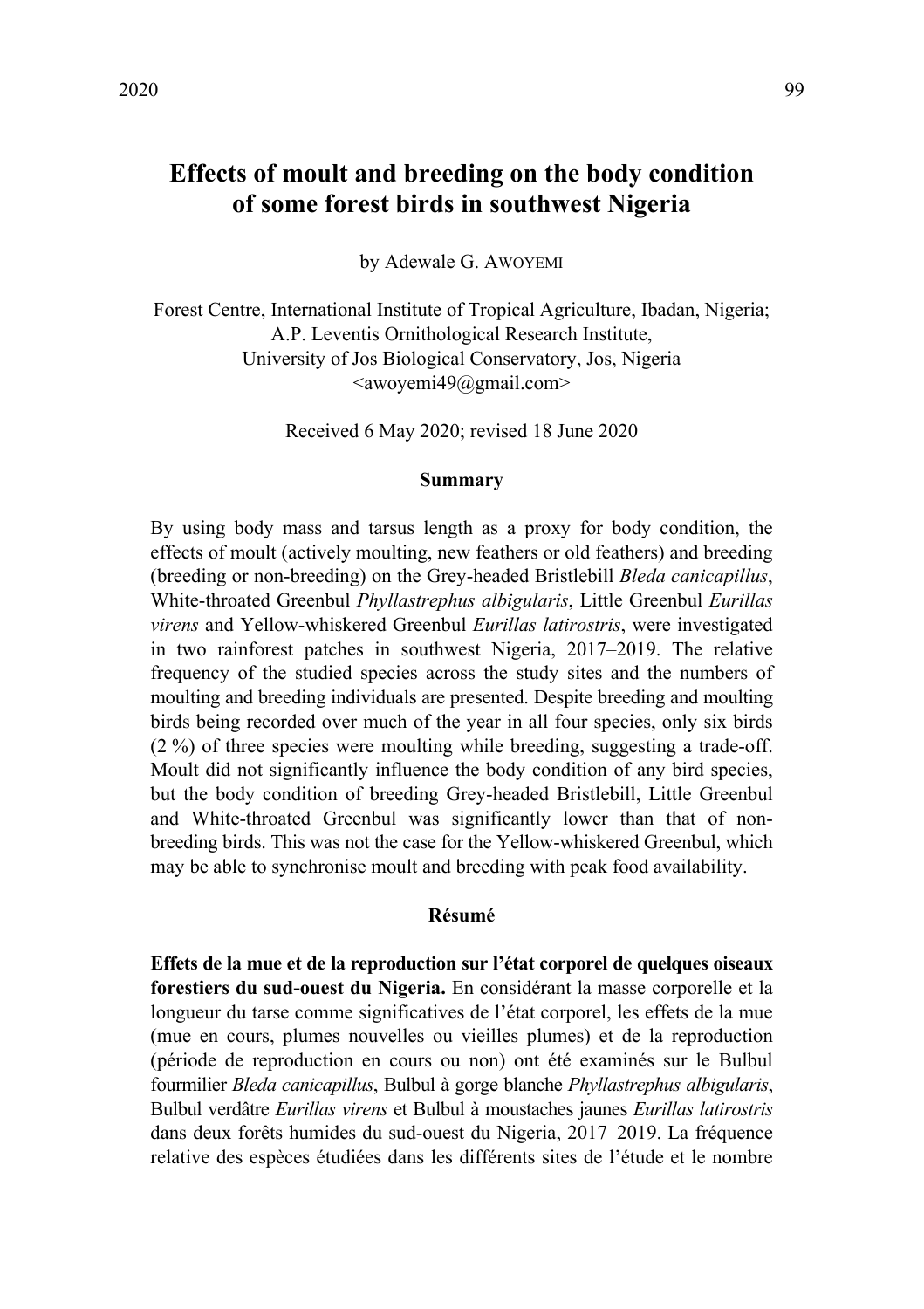# Effects of moult and breeding on the body condition of some forest birds in southwest Nigeria

by Adewale G. AWOYEMI

Forest Centre, International Institute of Tropical Agriculture, Ibadan, Nigeria; A.P. Leventis Ornithological Research Institute, University of Jos Biological Conservatory, Jos, Nigeria <awoyemi49@gmail.com>

Received 6 May 2020; revised 18 June 2020

## Summary

By using body mass and tarsus length as a proxy for body condition, the effects of moult (actively moulting, new feathers or old feathers) and breeding (breeding or non-breeding) on the Grey-headed Bristlebill *Bleda canicapillus*, White-throated Greenbul *Phyllastrephus albigularis*, Little Greenbul *Eurillas virens* and Yellow-whiskered Greenbul *Eurillas latirostris*, were investigated in two rainforest patches in southwest Nigeria, 2017–2019. The relative frequency of the studied species across the study sites and the numbers of moulting and breeding individuals are presented. Despite breeding and moulting birds being recorded over much of the year in all four species, only six birds (2 %) of three species were moulting while breeding, suggesting a trade-off. Moult did not significantly influence the body condition of any bird species, but the body condition of breeding Grey-headed Bristlebill, Little Greenbul and White-throated Greenbul was significantly lower than that of non-breeding birds. This was not the case for the Yellow-whiskered Greenbul, which may be able to synchronise moult and breeding with peak food availability.

## Résumé

**Effets de la mue et de la reproduction sur l'état corporel de quelques oiseaux forestiers du sud-ouest du Nigeria.** En considérant la masse corporelle et la longueur du tarse comme significatives de l'état corporel, les effets de la mue (mue en cours, plumes nouvelles ou vieilles plumes) et de la reproduction (période de reproduction en cours ou non) ont été examinés sur le Bulbul fourmilier *Bleda canicapillus*, Bulbul à gorge blanche *Phyllastrephus albigularis*, Bulbul verdâtre *Eurillas virens* et Bulbul à moustaches jaunes *Eurillas latirostris* dans deux forêts humides du sud-ouest du Nigeria, 2017–2019. La fréquence relative des espèces étudiées dans les différents sites de l'étude et le nombre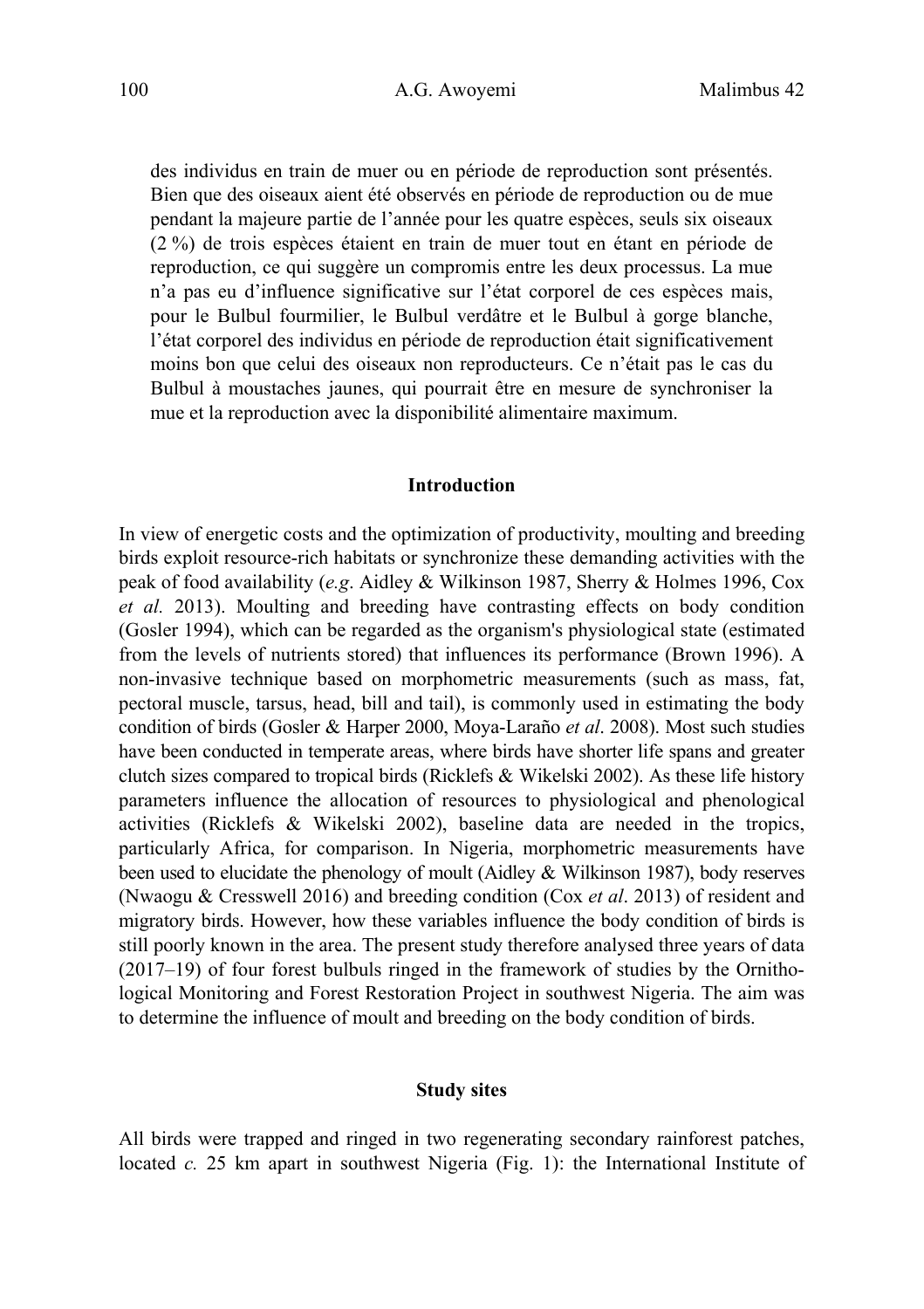des individus en train de muer ou en période de reproduction sont présentés. Bien que des oiseaux aient été observés en période de reproduction ou de mue pendant la majeure partie de l'année pour les quatre espèces, seuls six oiseaux (2 %) de trois espèces étaient en train de muer tout en étant en période de reproduction, ce qui suggère un compromis entre les deux processus. La mue n'a pas eu d'influence significative sur l'état corporel de ces espèces mais, pour le Bulbul fourmilier, le Bulbul verdâtre et le Bulbul à gorge blanche, l'état corporel des individus en période de reproduction était significativement moins bon que celui des oiseaux non reproducteurs. Ce n'était pas le cas du Bulbul à moustaches jaunes, qui pourrait être en mesure de synchroniser la mue et la reproduction avec la disponibilité alimentaire maximum.

## Introduction

In view of energetic costs and the optimization of productivity, moulting and breeding birds exploit resource-rich habitats or synchronize these demanding activities with the peak of food availability (*e.g*. Aidley & Wilkinson 1987, Sherry & Holmes 1996, Cox *et al.* 2013). Moulting and breeding have contrasting effects on body condition (Gosler 1994), which can be regarded as the organism's physiological state (estimated from the levels of nutrients stored) that influences its performance (Brown 1996). A non-invasive technique based on morphometric measurements (such as mass, fat, pectoral muscle, tarsus, head, bill and tail), is commonly used in estimating the body condition of birds (Gosler & Harper 2000, Moya-Laraño *et al*. 2008). Most such studies have been conducted in temperate areas, where birds have shorter life spans and greater clutch sizes compared to tropical birds (Ricklefs & Wikelski 2002). As these life history parameters influence the allocation of resources to physiological and phenological activities (Ricklefs & Wikelski 2002), baseline data are needed in the tropics, particularly Africa, for comparison. In Nigeria, morphometric measurements have been used to elucidate the phenology of moult (Aidley & Wilkinson 1987), body reserves (Nwaogu & Cresswell 2016) and breeding condition (Cox *et al*. 2013) of resident and migratory birds. However, how these variables influence the body condition of birds is still poorly known in the area. The present study therefore analysed three years of data (2017–19) of four forest bulbuls ringed in the framework of studies by the Ornithological Monitoring and Forest Restoration Project in southwest Nigeria. The aim was to determine the influence of moult and breeding on the body condition of birds.

## Study sites

All birds were trapped and ringed in two regenerating secondary rainforest patches, located *c.* 25 km apart in southwest Nigeria (Fig. 1): the International Institute of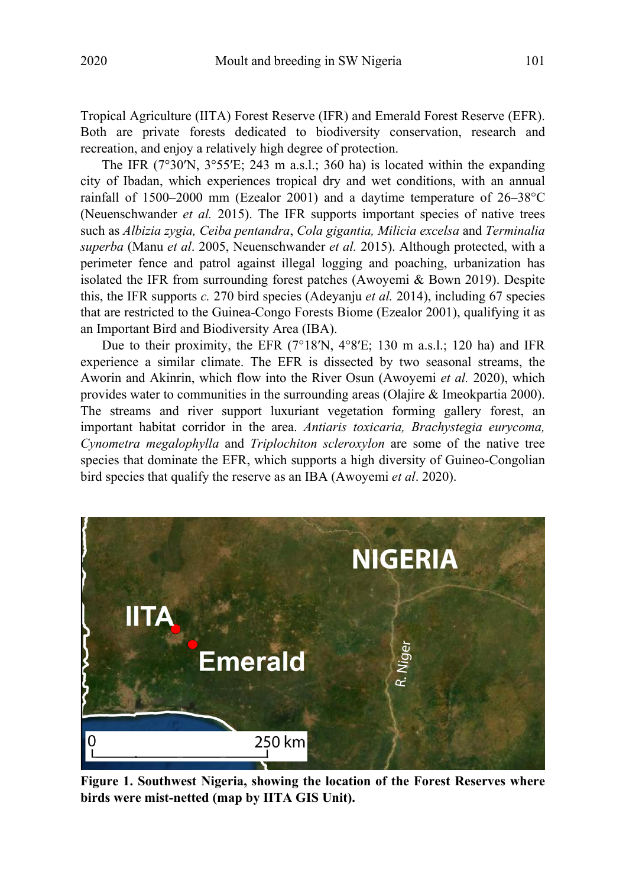Tropical Agriculture (IITA) Forest Reserve (IFR) and Emerald Forest Reserve (EFR). Both are private forests dedicated to biodiversity conservation, research and recreation, and enjoy a relatively high degree of protection.

The IFR (7°30′N, 3°55′E; 243 m a.s.l.; 360 ha) is located within the expanding city of Ibadan, which experiences tropical dry and wet conditions, with an annual rainfall of 1500–2000 mm (Ezealor 2001) and a daytime temperature of 26–38°C (Neuenschwander *et al.* 2015). The IFR supports important species of native trees such as *Albizia zygia, Ceiba pentandra*, *Cola gigantia, Milicia excelsa* and *Terminalia superba* (Manu *et al*. 2005, Neuenschwander *et al.* 2015). Although protected, with a perimeter fence and patrol against illegal logging and poaching, urbanization has isolated the IFR from surrounding forest patches (Awoyemi & Bown 2019). Despite this, the IFR supports *c.* 270 bird species (Adeyanju *et al.* 2014), including 67 species that are restricted to the Guinea-Congo Forests Biome (Ezealor 2001), qualifying it as an Important Bird and Biodiversity Area (IBA).

Due to their proximity, the EFR (7°18′N, 4°8′E; 130 m a.s.l.; 120 ha) and IFR experience a similar climate. The EFR is dissected by two seasonal streams, the Aworin and Akinrin, which flow into the River Osun (Awoyemi *et al.* 2020), which provides water to communities in the surrounding areas (Olajire & Imeokpartia 2000). The streams and river support luxuriant vegetation forming gallery forest, an important habitat corridor in the area. *Antiaris toxicaria, Brachystegia eurycoma, Cynometra megalophylla* and *Triplochiton scleroxylon* are some of the native tree species that dominate the EFR, which supports a high diversity of Guineo-Congolian bird species that qualify the reserve as an IBA (Awoyemi *et al*. 2020).

**Figure 1. Southwest Nigeria, showing the location of the Forest Reserves where birds were mist-netted (map by IITA GIS Unit).**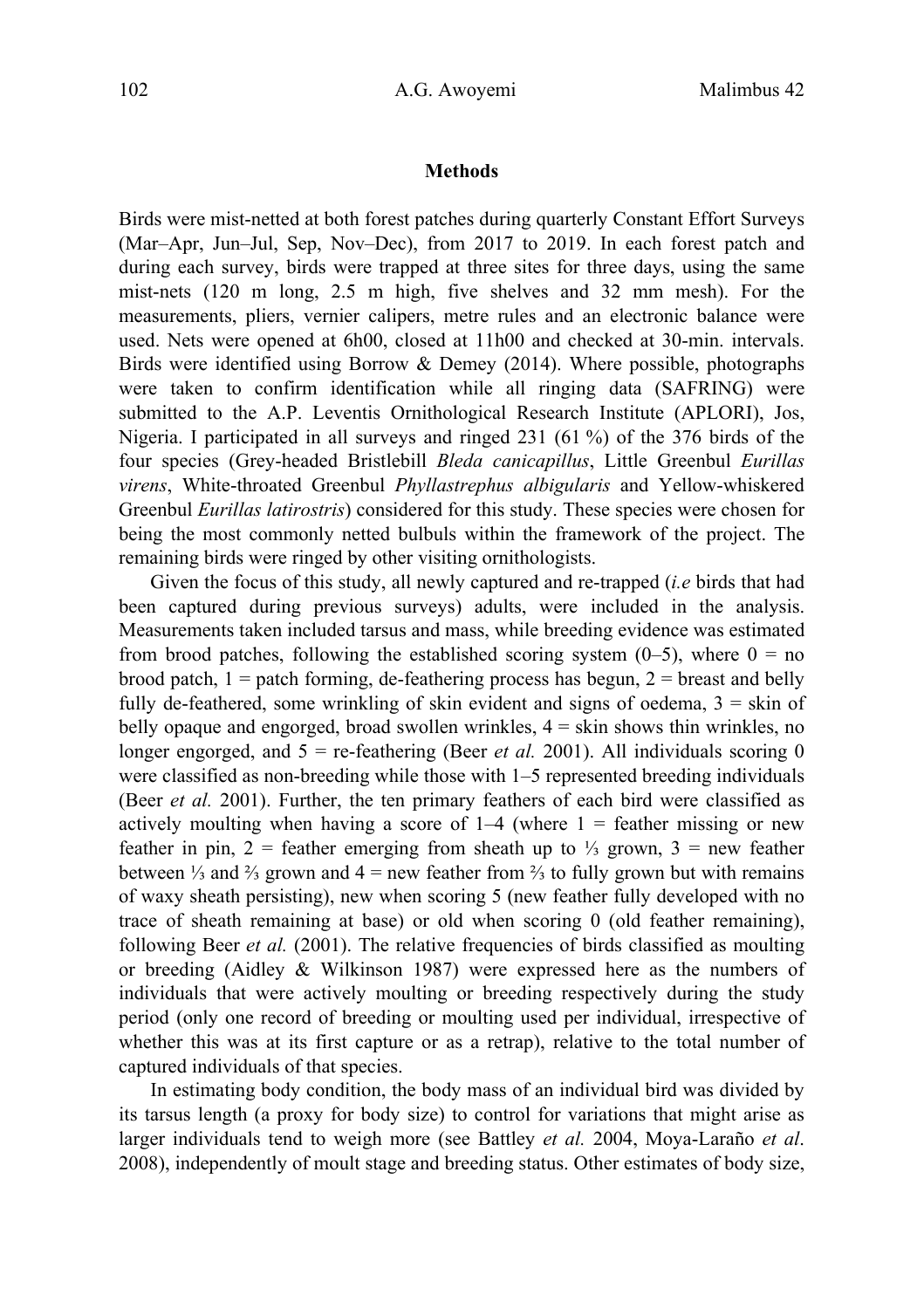## Methods

Birds were mist-netted at both forest patches during quarterly Constant Effort Surveys (Mar–Apr, Jun–Jul, Sep, Nov–Dec), from 2017 to 2019. In each forest patch and during each survey, birds were trapped at three sites for three days, using the same mist-nets (120 m long, 2.5 m high, five shelves and 32 mm mesh). For the measurements, pliers, vernier calipers, metre rules and an electronic balance were used. Nets were opened at 6h00, closed at 11h00 and checked at 30-min. intervals. Birds were identified using Borrow & Demey (2014). Where possible, photographs were taken to confirm identification while all ringing data (SAFRING) were submitted to the A.P. Leventis Ornithological Research Institute (APLORI), Jos, Nigeria. I participated in all surveys and ringed 231 (61 %) of the 376 birds of the four species (Grey-headed Bristlebill *Bleda canicapillus*, Little Greenbul *Eurillas virens*, White-throated Greenbul *Phyllastrephus albigularis* and Yellow-whiskered Greenbul *Eurillas latirostris*) considered for this study. These species were chosen for being the most commonly netted bulbuls within the framework of the project. The remaining birds were ringed by other visiting ornithologists.

Given the focus of this study, all newly captured and re-trapped (*i.e* birds that had been captured during previous surveys) adults, were included in the analysis. Measurements taken included tarsus and mass, while breeding evidence was estimated from brood patches, following the established scoring system (0–5), where 0 = no brood patch, 1 = patch forming, de-feathering process has begun, 2 = breast and belly fully de-feathered, some wrinkling of skin evident and signs of oedema, 3 = skin of belly opaque and engorged, broad swollen wrinkles, 4 = skin shows thin wrinkles, no longer engorged, and 5 = re-feathering (Beer *et al.* 2001). All individuals scoring 0 were classified as non-breeding while those with 1–5 represented breeding individuals (Beer *et al.* 2001). Further, the ten primary feathers of each bird were classified as actively moulting when having a score of 1–4 (where 1 = feather missing or new feather in pin, 2 = feather emerging from sheath up to ⅓ grown, 3 = new feather between ⅓ and ⅔ grown and 4 = new feather from ⅔ to fully grown but with remains of waxy sheath persisting), new when scoring 5 (new feather fully developed with no trace of sheath remaining at base) or old when scoring 0 (old feather remaining), following Beer *et al.* (2001). The relative frequencies of birds classified as moulting or breeding (Aidley & Wilkinson 1987) were expressed here as the numbers of individuals that were actively moulting or breeding respectively during the study period (only one record of breeding or moulting used per individual, irrespective of whether this was at its first capture or as a retrap), relative to the total number of captured individuals of that species.

In estimating body condition, the body mass of an individual bird was divided by its tarsus length (a proxy for body size) to control for variations that might arise as larger individuals tend to weigh more (see Battley *et al.* 2004, Moya-Laraño *et al*. 2008), independently of moult stage and breeding status. Other estimates of body size,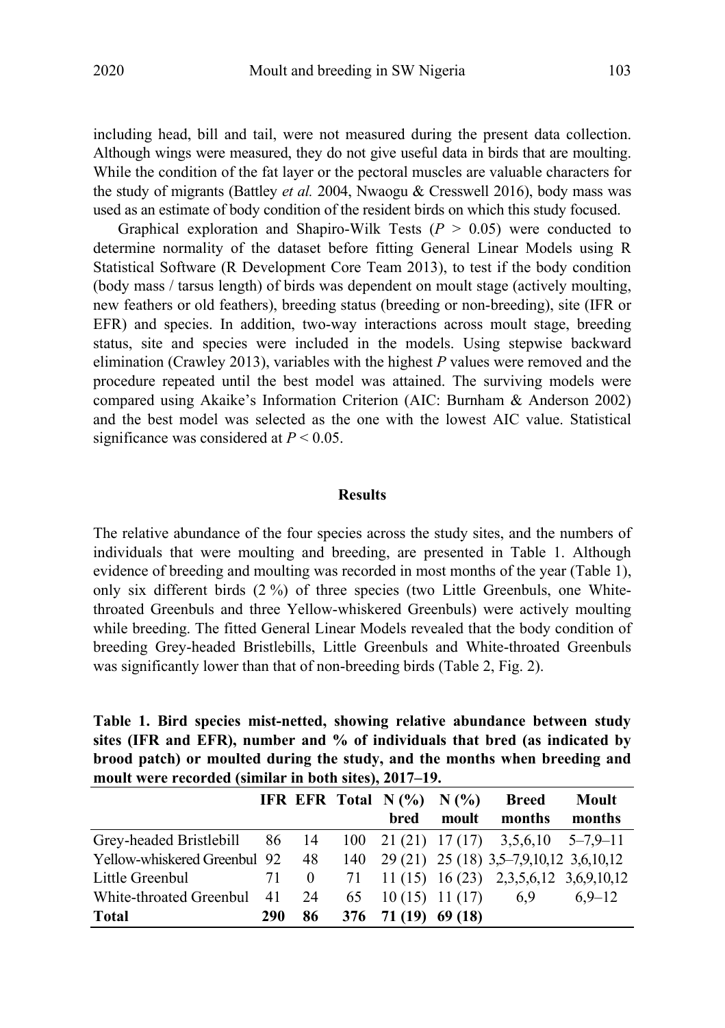including head, bill and tail, were not measured during the present data collection. Although wings were measured, they do not give useful data in birds that are moulting. While the condition of the fat layer or the pectoral muscles are valuable characters for the study of migrants (Battley *et al.* 2004, Nwaogu & Cresswell 2016), body mass was used as an estimate of body condition of the resident birds on which this study focused.

Graphical exploration and Shapiro-Wilk Tests ($P > 0.05$) were conducted to determine normality of the dataset before fitting General Linear Models using R Statistical Software (R Development Core Team 2013), to test if the body condition (body mass / tarsus length) of birds was dependent on moult stage (actively moulting, new feathers or old feathers), breeding status (breeding or non-breeding), site (IFR or EFR) and species. In addition, two-way interactions across moult stage, breeding status, site and species were included in the models. Using stepwise backward elimination (Crawley 2013), variables with the highest $P$ values were removed and the procedure repeated until the best model was attained. The surviving models were compared using Akaike's Information Criterion (AIC: Burnham & Anderson 2002) and the best model was selected as the one with the lowest AIC value. Statistical significance was considered at $P < 0.05$.

## Results

The relative abundance of the four species across the study sites, and the numbers of individuals that were moulting and breeding, are presented in Table 1. Although evidence of breeding and moulting was recorded in most months of the year (Table 1), only six different birds (2 %) of three species (two Little Greenbuls, one White-throated Greenbuls and three Yellow-whiskered Greenbuls) were actively moulting while breeding. The fitted General Linear Models revealed that the body condition of breeding Grey-headed Bristlebills, Little Greenbuls and White-throated Greenbuls was significantly lower than that of non-breeding birds (Table 2, Fig. 2).

**Table 1. Bird species mist-netted, showing relative abundance between study sites (IFR and EFR), number and % of individuals that bred (as indicated by brood patch) or moulted during the study, and the months when breeding and moult were recorded (similar in both sites), 2017–19.**

| | IFR | EFR | Total | N (%) bred | N (%) moult | Breed months | Moult months |
|---|---|---|---|---|---|---|---|
| Grey-headed Bristlebill | 86 | 14 | 100 | 21 (21) | 17 (17) | 3,5,6,10 | 5–7,9–11 |
| Yellow-whiskered Greenbul | 92 | 48 | 140 | 29 (21) | 25 (18) | 3,5–7,9,10,12 | 3,6,10,12 |
| Little Greenbul | 71 | 0 | 71 | 11 (15) | 16 (23) | 2,3,5,6,12 | 3,6,9,10,12 |
| White-throated Greenbul | 41 | 24 | 65 | 10 (15) | 11 (17) | 6,9 | 6,9–12 |
| **Total** | **290** | **86** | **376** | **71 (19)** | **69 (18)** | | |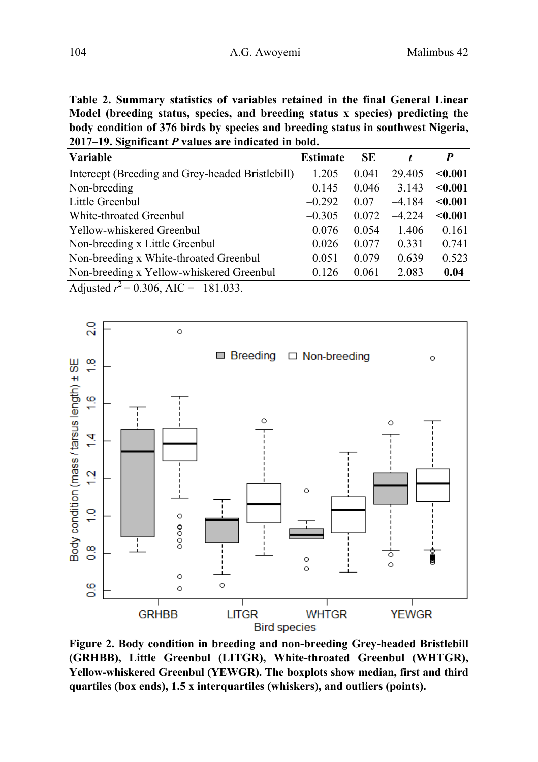**Table 2. Summary statistics of variables retained in the final General Linear Model (breeding status, species, and breeding status x species) predicting the body condition of 376 birds by species and breeding status in southwest Nigeria, 2017–19. Significant *P* values are indicated in bold.**

| Variable | Estimate | SE | *t* | *P* |
|---|---|---|---|---|
| Intercept (Breeding and Grey-headed Bristlebill) | 1.205 | 0.041 | 29.405 | **<0.001** |
| Non-breeding | 0.145 | 0.046 | 3.143 | **<0.001** |
| Little Greenbul | –0.292 | 0.07 | –4.184 | **<0.001** |
| White-throated Greenbul | –0.305 | 0.072 | –4.224 | **<0.001** |
| Yellow-whiskered Greenbul | –0.076 | 0.054 | –1.406 | 0.161 |
| Non-breeding x Little Greenbul | 0.026 | 0.077 | 0.331 | 0.741 |
| Non-breeding x White-throated Greenbul | –0.051 | 0.079 | –0.639 | 0.523 |
| Non-breeding x Yellow-whiskered Greenbul | –0.126 | 0.061 | –2.083 | **0.04** |

Adjusted $r^2$ = 0.306, AIC = –181.033.

**Figure 2. Body condition in breeding and non-breeding Grey-headed Bristlebill (GRHBB), Little Greenbul (LITGR), White-throated Greenbul (WHTGR), Yellow-whiskered Greenbul (YEWGR). The boxplots show median, first and third quartiles (box ends), 1.5 x interquartiles (whiskers), and outliers (points).**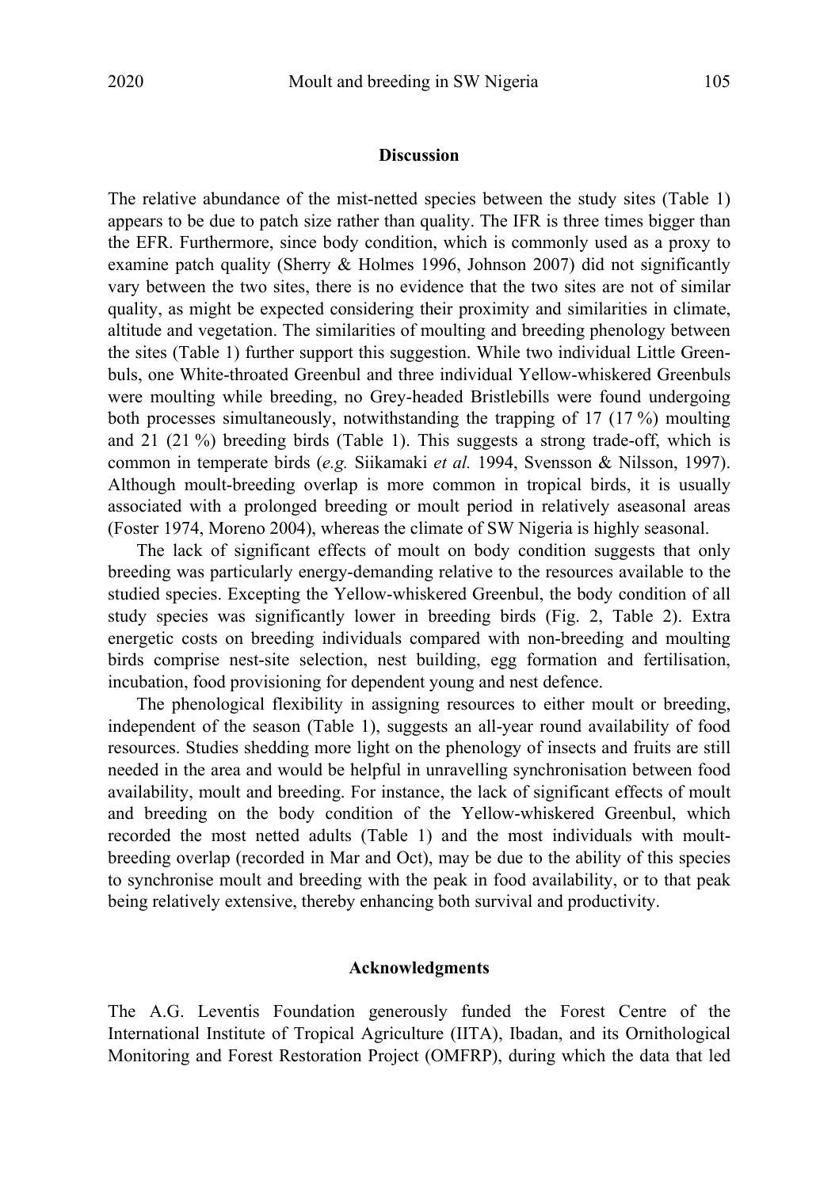## Discussion

The relative abundance of the mist-netted species between the study sites (Table 1) appears to be due to patch size rather than quality. The IFR is three times bigger than the EFR. Furthermore, since body condition, which is commonly used as a proxy to examine patch quality (Sherry & Holmes 1996, Johnson 2007) did not significantly vary between the two sites, there is no evidence that the two sites are not of similar quality, as might be expected considering their proximity and similarities in climate, altitude and vegetation. The similarities of moulting and breeding phenology between the sites (Table 1) further support this suggestion. While two individual Little Greenbuls, one White-throated Greenbul and three individual Yellow-whiskered Greenbuls were moulting while breeding, no Grey-headed Bristlebills were found undergoing both processes simultaneously, notwithstanding the trapping of 17 (17 %) moulting and 21 (21 %) breeding birds (Table 1). This suggests a strong trade-off, which is common in temperate birds (*e.g.* Siikamaki *et al.* 1994, Svensson & Nilsson, 1997). Although moult-breeding overlap is more common in tropical birds, it is usually associated with a prolonged breeding or moult period in relatively aseasonal areas (Foster 1974, Moreno 2004), whereas the climate of SW Nigeria is highly seasonal.

The lack of significant effects of moult on body condition suggests that only breeding was particularly energy-demanding relative to the resources available to the studied species. Excepting the Yellow-whiskered Greenbul, the body condition of all study species was significantly lower in breeding birds (Fig. 2, Table 2). Extra energetic costs on breeding individuals compared with non-breeding and moulting birds comprise nest-site selection, nest building, egg formation and fertilisation, incubation, food provisioning for dependent young and nest defence.

The phenological flexibility in assigning resources to either moult or breeding, independent of the season (Table 1), suggests an all-year round availability of food resources. Studies shedding more light on the phenology of insects and fruits are still needed in the area and would be helpful in unravelling synchronisation between food availability, moult and breeding. For instance, the lack of significant effects of moult and breeding on the body condition of the Yellow-whiskered Greenbul, which recorded the most netted adults (Table 1) and the most individuals with moult-breeding overlap (recorded in Mar and Oct), may be due to the ability of this species to synchronise moult and breeding with the peak in food availability, or to that peak being relatively extensive, thereby enhancing both survival and productivity.

## Acknowledgments

The A.G. Leventis Foundation generously funded the Forest Centre of the International Institute of Tropical Agriculture (IITA), Ibadan, and its Ornithological Monitoring and Forest Restoration Project (OMFRP), during which the data that led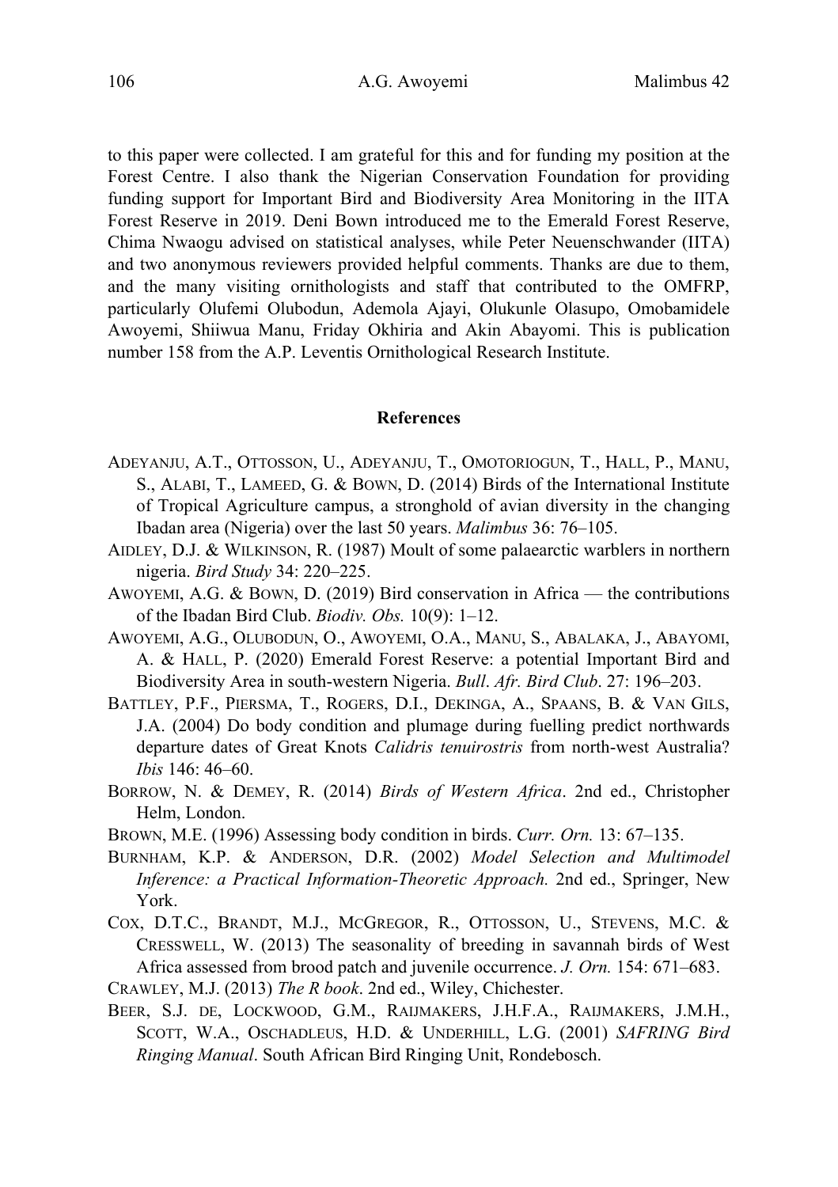to this paper were collected. I am grateful for this and for funding my position at the Forest Centre. I also thank the Nigerian Conservation Foundation for providing funding support for Important Bird and Biodiversity Area Monitoring in the IITA Forest Reserve in 2019. Deni Bown introduced me to the Emerald Forest Reserve, Chima Nwaogu advised on statistical analyses, while Peter Neuenschwander (IITA) and two anonymous reviewers provided helpful comments. Thanks are due to them, and the many visiting ornithologists and staff that contributed to the OMFRP, particularly Olufemi Olubodun, Ademola Ajayi, Olukunle Olasupo, Omobamidele Awoyemi, Shiiwua Manu, Friday Okhiria and Akin Abayomi. This is publication number 158 from the A.P. Leventis Ornithological Research Institute.

## References

ADEYANJU, A.T., OTTOSSON, U., ADEYANJU, T., OMOTORIOGUN, T., HALL, P., MANU, S., ALABI, T., LAMEED, G. & BOWN, D. (2014) Birds of the International Institute of Tropical Agriculture campus, a stronghold of avian diversity in the changing Ibadan area (Nigeria) over the last 50 years. *Malimbus* 36: 76–105.

AIDLEY, D.J. & WILKINSON, R. (1987) Moult of some palaearctic warblers in northern nigeria. *Bird Study* 34: 220–225.

AWOYEMI, A.G. & BOWN, D. (2019) Bird conservation in Africa — the contributions of the Ibadan Bird Club. *Biodiv. Obs.* 10(9): 1–12.

AWOYEMI, A.G., OLUBODUN, O., AWOYEMI, O.A., MANU, S., ABALAKA, J., ABAYOMI, A. & HALL, P. (2020) Emerald Forest Reserve: a potential Important Bird and Biodiversity Area in south-western Nigeria. *Bull*. *Afr. Bird Club*. 27: 196–203.

BATTLEY, P.F., PIERSMA, T., ROGERS, D.I., DEKINGA, A., SPAANS, B. & VAN GILS, J.A. (2004) Do body condition and plumage during fuelling predict northwards departure dates of Great Knots *Calidris tenuirostris* from north-west Australia? *Ibis* 146: 46–60.

BORROW, N. & DEMEY, R. (2014) *Birds of Western Africa*. 2nd ed., Christopher Helm, London.

BROWN, M.E. (1996) Assessing body condition in birds. *Curr. Orn.* 13: 67–135.

BURNHAM, K.P. & ANDERSON, D.R. (2002) *Model Selection and Multimodel Inference: a Practical Information-Theoretic Approach.* 2nd ed., Springer, New York.

COX, D.T.C., BRANDT, M.J., MCGREGOR, R., OTTOSSON, U., STEVENS, M.C. & CRESSWELL, W. (2013) The seasonality of breeding in savannah birds of West Africa assessed from brood patch and juvenile occurrence. *J. Orn.* 154: 671–683.

CRAWLEY, M.J. (2013) *The R book*. 2nd ed., Wiley, Chichester.

BEER, S.J. DE, LOCKWOOD, G.M., RAIJMAKERS, J.H.F.A., RAIJMAKERS, J.M.H., SCOTT, W.A., OSCHADLEUS, H.D. & UNDERHILL, L.G. (2001) *SAFRING Bird Ringing Manual*. South African Bird Ringing Unit, Rondebosch.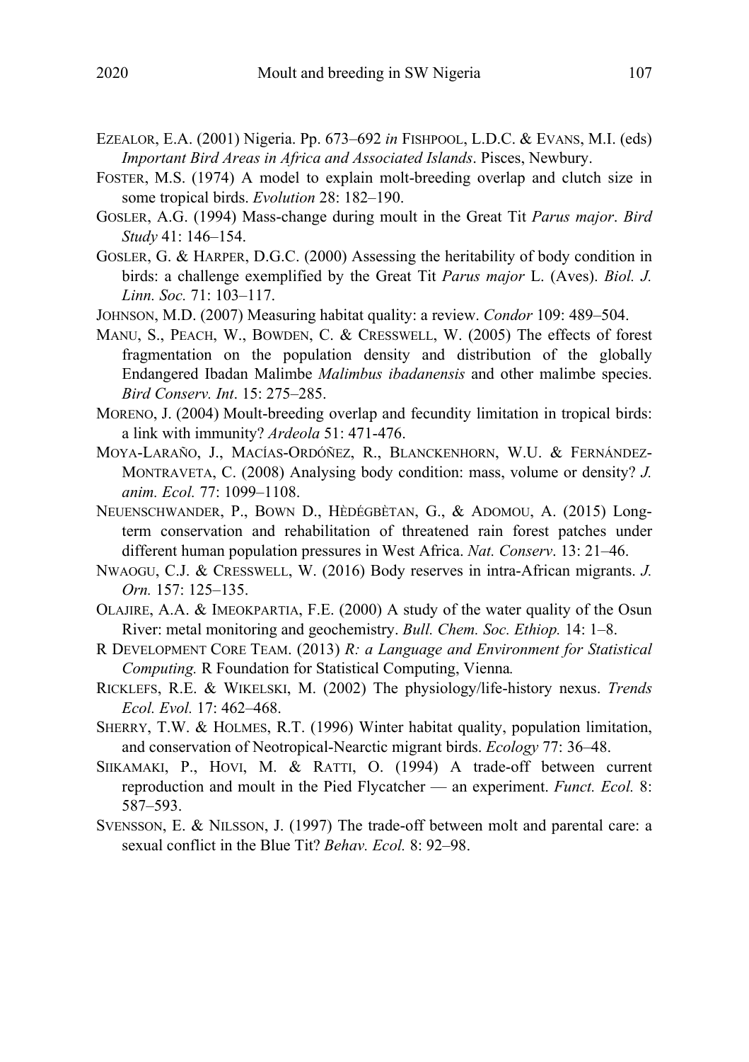EZEALOR, E.A. (2001) Nigeria. Pp. 673–692 *in* FISHPOOL, L.D.C. & EVANS, M.I. (eds) *Important Bird Areas in Africa and Associated Islands*. Pisces, Newbury.

FOSTER, M.S. (1974) A model to explain molt-breeding overlap and clutch size in some tropical birds. *Evolution* 28: 182–190.

GOSLER, A.G. (1994) Mass-change during moult in the Great Tit *Parus major*. *Bird Study* 41: 146–154.

GOSLER, G. & HARPER, D.G.C. (2000) Assessing the heritability of body condition in birds: a challenge exemplified by the Great Tit *Parus major* L. (Aves). *Biol. J. Linn. Soc.* 71: 103–117.

JOHNSON, M.D. (2007) Measuring habitat quality: a review. *Condor* 109: 489–504.

MANU, S., PEACH, W., BOWDEN, C. & CRESSWELL, W. (2005) The effects of forest fragmentation on the population density and distribution of the globally Endangered Ibadan Malimbe *Malimbus ibadanensis* and other malimbe species. *Bird Conserv. Int*. 15: 275–285.

MORENO, J. (2004) Moult-breeding overlap and fecundity limitation in tropical birds: a link with immunity? *Ardeola* 51: 471-476.

MOYA-LARAÑO, J., MACÍAS-ORDÓÑEZ, R., BLANCKENHORN, W.U. & FERNÁNDEZ-MONTRAVETA, C. (2008) Analysing body condition: mass, volume or density? *J. anim. Ecol.* 77: 1099–1108.

NEUENSCHWANDER, P., BOWN D., HÈDÉGBÈTAN, G., & ADOMOU, A. (2015) Long-term conservation and rehabilitation of threatened rain forest patches under different human population pressures in West Africa. *Nat. Conserv*. 13: 21–46.

NWAOGU, C.J. & CRESSWELL, W. (2016) Body reserves in intra-African migrants. *J. Orn.* 157: 125–135.

OLAJIRE, A.A. & IMEOKPARTIA, F.E. (2000) A study of the water quality of the Osun River: metal monitoring and geochemistry. *Bull. Chem. Soc. Ethiop.* 14: 1–8.

R DEVELOPMENT CORE TEAM. (2013) *R: a Language and Environment for Statistical Computing.* R Foundation for Statistical Computing, Vienna*.*

RICKLEFS, R.E. & WIKELSKI, M. (2002) The physiology/life-history nexus. *Trends Ecol. Evol.* 17: 462–468.

SHERRY, T.W. & HOLMES, R.T. (1996) Winter habitat quality, population limitation, and conservation of Neotropical-Nearctic migrant birds. *Ecology* 77: 36–48.

SIIKAMAKI, P., HOVI, M. & RATTI, O. (1994) A trade-off between current reproduction and moult in the Pied Flycatcher — an experiment. *Funct. Ecol.* 8: 587–593.

SVENSSON, E. & NILSSON, J. (1997) The trade-off between molt and parental care: a sexual conflict in the Blue Tit? *Behav. Ecol.* 8: 92–98.